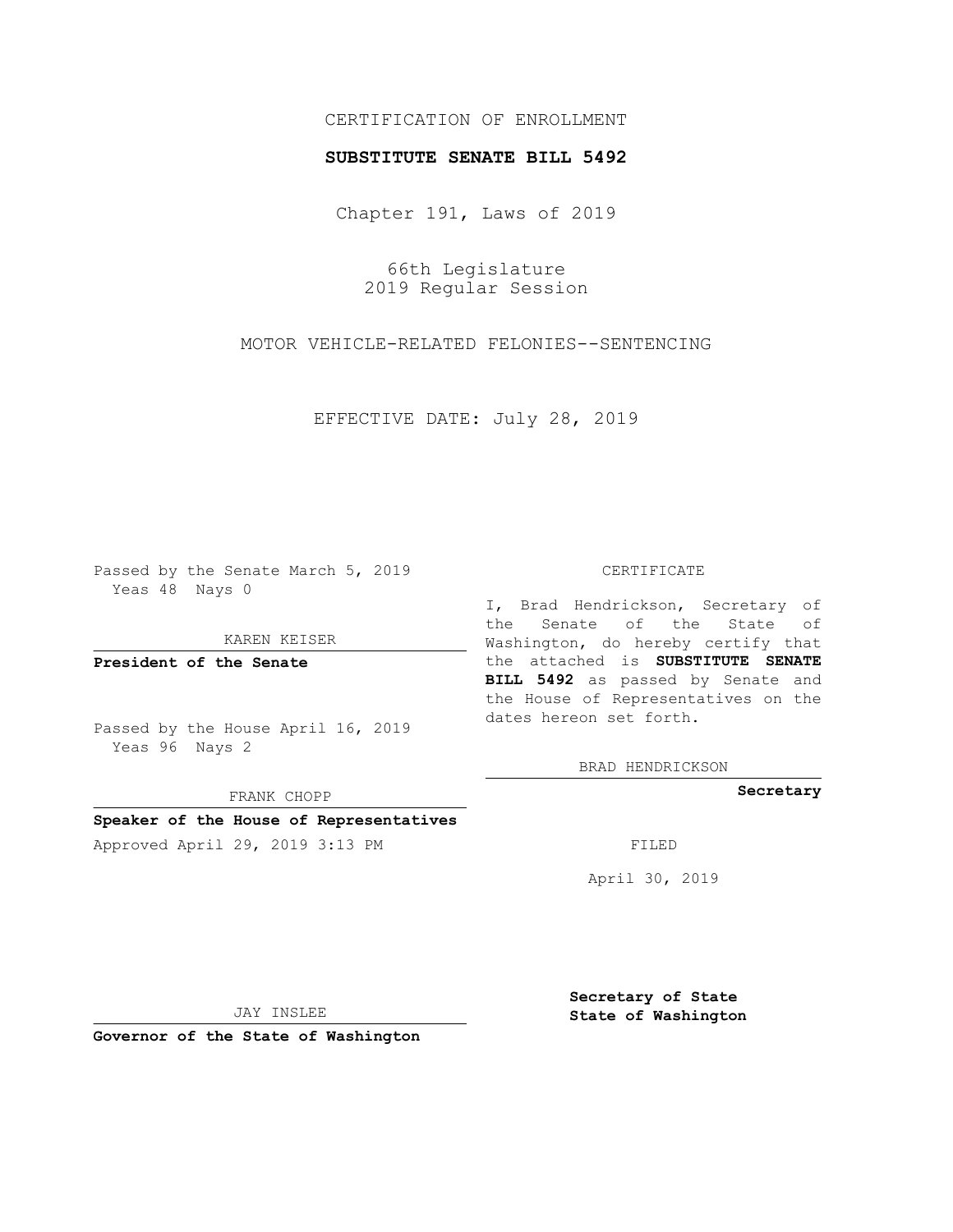CERTIFICATION OF ENROLLMENT

**SUBSTITUTE SENATE BILL 5492**

Chapter 191, Laws of 2019

66th Legislature
2019 Regular Session

MOTOR VEHICLE-RELATED FELONIES--SENTENCING

EFFECTIVE DATE: July 28, 2019

Passed by the Senate March 5, 2019
Yeas 48 Nays 0

KAREN KEISER

**President of the Senate**

Passed by the House April 16, 2019
Yeas 96 Nays 2

FRANK CHOPP

**Speaker of the House of Representatives**

Approved April 29, 2019 3:13 PM

JAY INSLEE

**Governor of the State of Washington**

CERTIFICATE

I, Brad Hendrickson, Secretary of the Senate of the State of Washington, do hereby certify that the attached is **SUBSTITUTE SENATE BILL 5492** as passed by Senate and the House of Representatives on the dates hereon set forth.

BRAD HENDRICKSON

**Secretary**

FILED

April 30, 2019

**Secretary of State**
**State of Washington**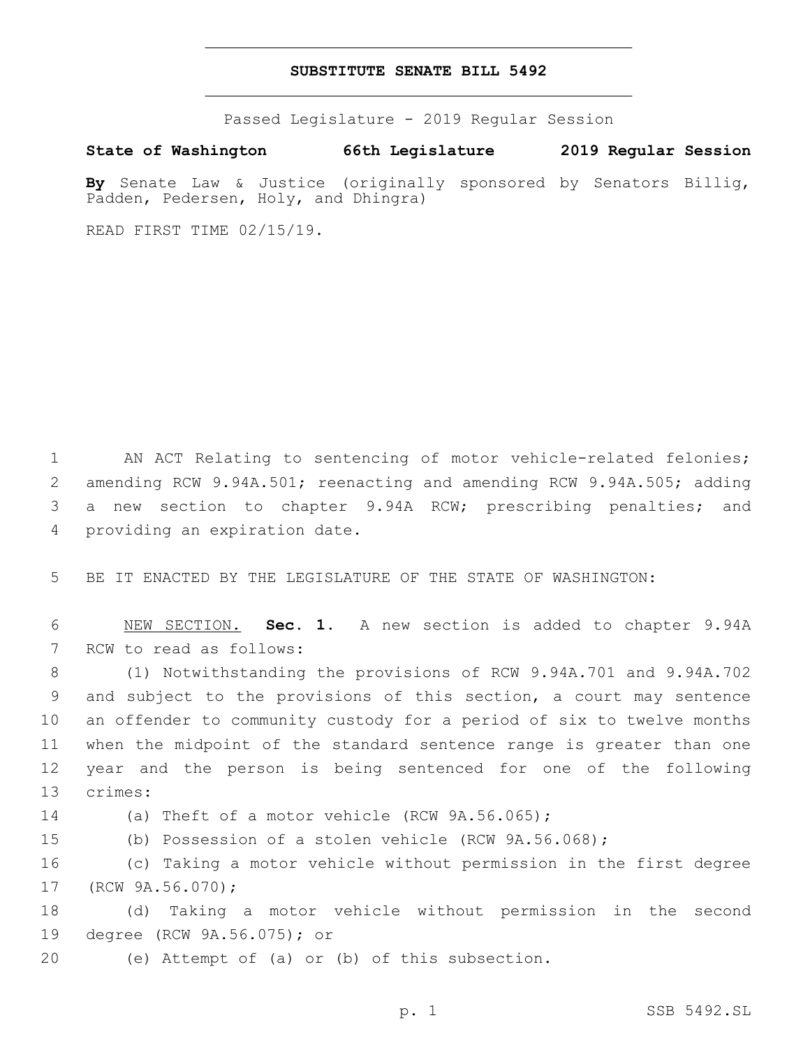# SUBSTITUTE SENATE BILL 5492

Passed Legislature - 2019 Regular Session

**State of Washington 66th Legislature 2019 Regular Session**

**By** Senate Law & Justice (originally sponsored by Senators Billig, Padden, Pedersen, Holy, and Dhingra)

READ FIRST TIME 02/15/19.

AN ACT Relating to sentencing of motor vehicle-related felonies; amending RCW 9.94A.501; reenacting and amending RCW 9.94A.505; adding a new section to chapter 9.94A RCW; prescribing penalties; and providing an expiration date.

BE IT ENACTED BY THE LEGISLATURE OF THE STATE OF WASHINGTON:

NEW SECTION. **Sec. 1.** A new section is added to chapter 9.94A RCW to read as follows:

(1) Notwithstanding the provisions of RCW 9.94A.701 and 9.94A.702 and subject to the provisions of this section, a court may sentence an offender to community custody for a period of six to twelve months when the midpoint of the standard sentence range is greater than one year and the person is being sentenced for one of the following crimes:

(a) Theft of a motor vehicle (RCW 9A.56.065);

(b) Possession of a stolen vehicle (RCW 9A.56.068);

(c) Taking a motor vehicle without permission in the first degree (RCW 9A.56.070);

(d) Taking a motor vehicle without permission in the second degree (RCW 9A.56.075); or

(e) Attempt of (a) or (b) of this subsection.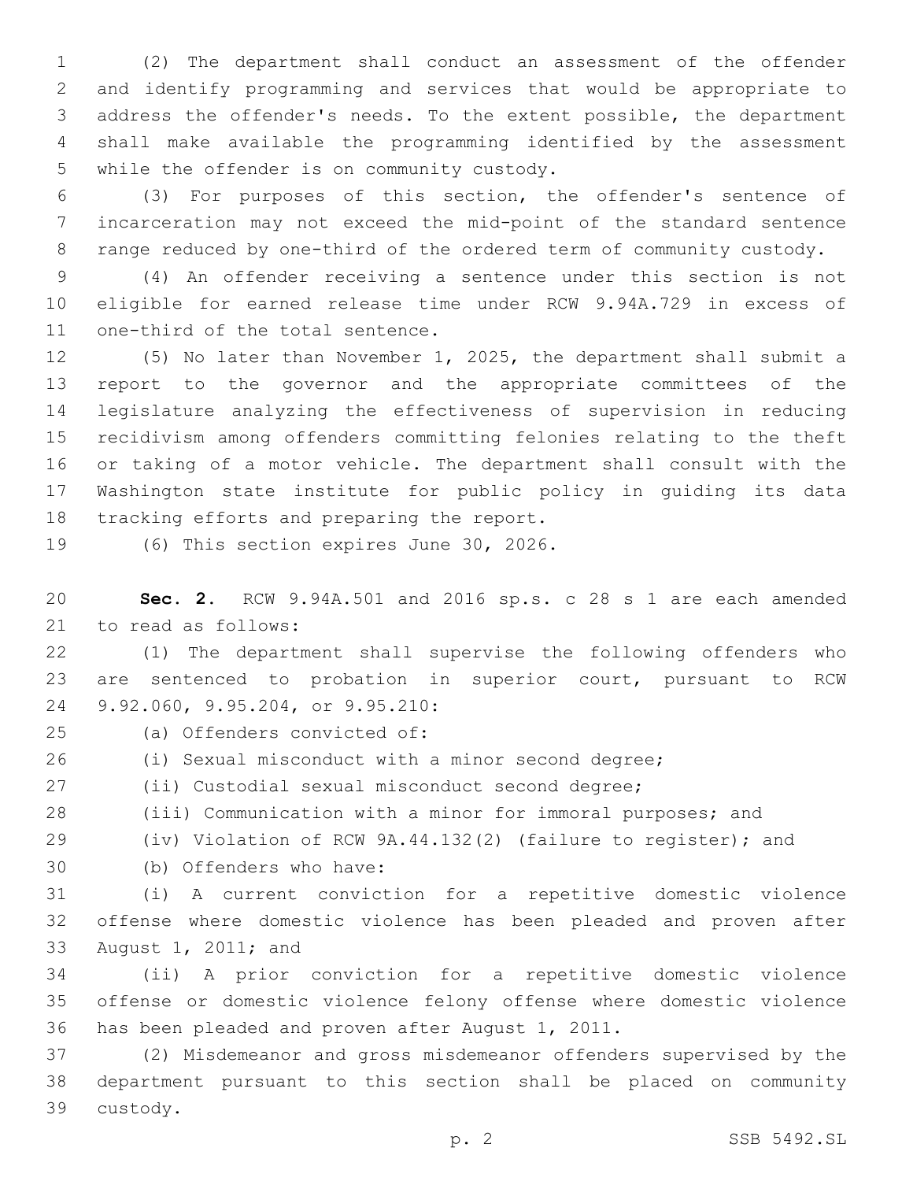(2) The department shall conduct an assessment of the offender and identify programming and services that would be appropriate to address the offender's needs. To the extent possible, the department shall make available the programming identified by the assessment while the offender is on community custody.

(3) For purposes of this section, the offender's sentence of incarceration may not exceed the mid-point of the standard sentence range reduced by one-third of the ordered term of community custody.

(4) An offender receiving a sentence under this section is not eligible for earned release time under RCW 9.94A.729 in excess of one-third of the total sentence.

(5) No later than November 1, 2025, the department shall submit a report to the governor and the appropriate committees of the legislature analyzing the effectiveness of supervision in reducing recidivism among offenders committing felonies relating to the theft or taking of a motor vehicle. The department shall consult with the Washington state institute for public policy in guiding its data tracking efforts and preparing the report.

(6) This section expires June 30, 2026.

**Sec. 2.** RCW 9.94A.501 and 2016 sp.s. c 28 s 1 are each amended to read as follows:

(1) The department shall supervise the following offenders who are sentenced to probation in superior court, pursuant to RCW 9.92.060, 9.95.204, or 9.95.210:

(a) Offenders convicted of:

(i) Sexual misconduct with a minor second degree;

(ii) Custodial sexual misconduct second degree;

(iii) Communication with a minor for immoral purposes; and

(iv) Violation of RCW 9A.44.132(2) (failure to register); and

(b) Offenders who have:

(i) A current conviction for a repetitive domestic violence offense where domestic violence has been pleaded and proven after August 1, 2011; and

(ii) A prior conviction for a repetitive domestic violence offense or domestic violence felony offense where domestic violence has been pleaded and proven after August 1, 2011.

(2) Misdemeanor and gross misdemeanor offenders supervised by the department pursuant to this section shall be placed on community custody.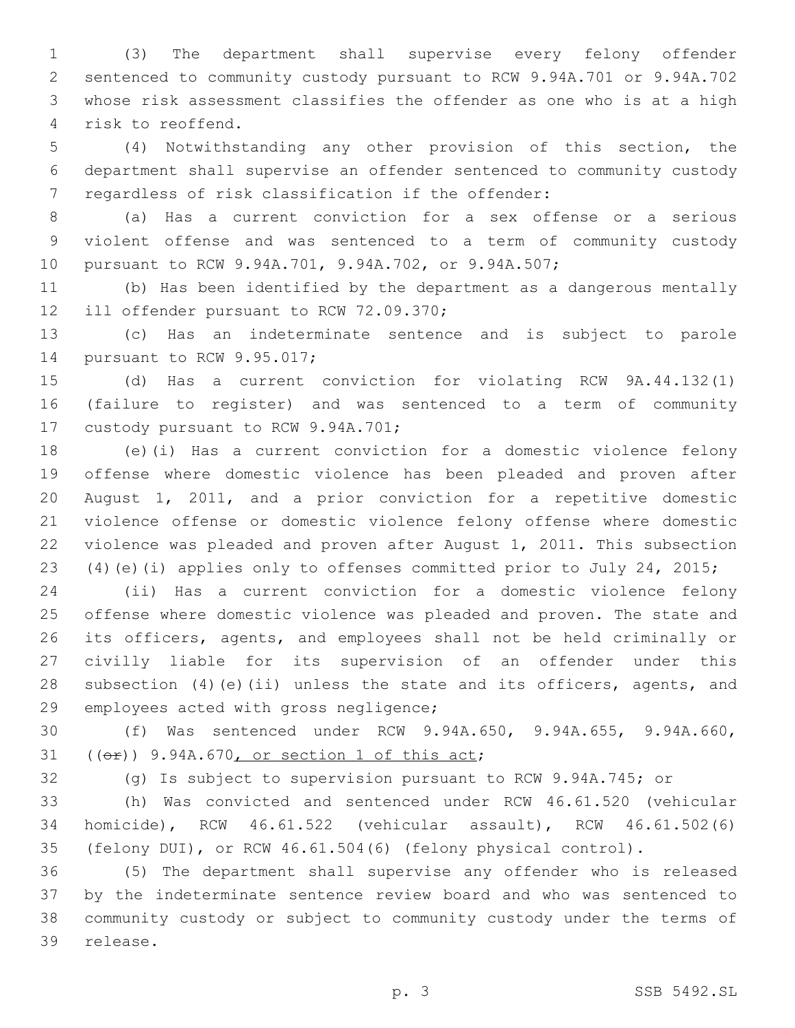(3) The department shall supervise every felony offender sentenced to community custody pursuant to RCW 9.94A.701 or 9.94A.702 whose risk assessment classifies the offender as one who is at a high risk to reoffend.

(4) Notwithstanding any other provision of this section, the department shall supervise an offender sentenced to community custody regardless of risk classification if the offender:

(a) Has a current conviction for a sex offense or a serious violent offense and was sentenced to a term of community custody pursuant to RCW 9.94A.701, 9.94A.702, or 9.94A.507;

(b) Has been identified by the department as a dangerous mentally ill offender pursuant to RCW 72.09.370;

(c) Has an indeterminate sentence and is subject to parole pursuant to RCW 9.95.017;

(d) Has a current conviction for violating RCW 9A.44.132(1) (failure to register) and was sentenced to a term of community custody pursuant to RCW 9.94A.701;

(e)(i) Has a current conviction for a domestic violence felony offense where domestic violence has been pleaded and proven after August 1, 2011, and a prior conviction for a repetitive domestic violence offense or domestic violence felony offense where domestic violence was pleaded and proven after August 1, 2011. This subsection (4)(e)(i) applies only to offenses committed prior to July 24, 2015;

(ii) Has a current conviction for a domestic violence felony offense where domestic violence was pleaded and proven. The state and its officers, agents, and employees shall not be held criminally or civilly liable for its supervision of an offender under this subsection (4)(e)(ii) unless the state and its officers, agents, and employees acted with gross negligence;

(f) Was sentenced under RCW 9.94A.650, 9.94A.655, 9.94A.660, ((~~or~~)) 9.94A.670, or section 1 of this act;

(g) Is subject to supervision pursuant to RCW 9.94A.745; or

(h) Was convicted and sentenced under RCW 46.61.520 (vehicular homicide), RCW 46.61.522 (vehicular assault), RCW 46.61.502(6) (felony DUI), or RCW 46.61.504(6) (felony physical control).

(5) The department shall supervise any offender who is released by the indeterminate sentence review board and who was sentenced to community custody or subject to community custody under the terms of release.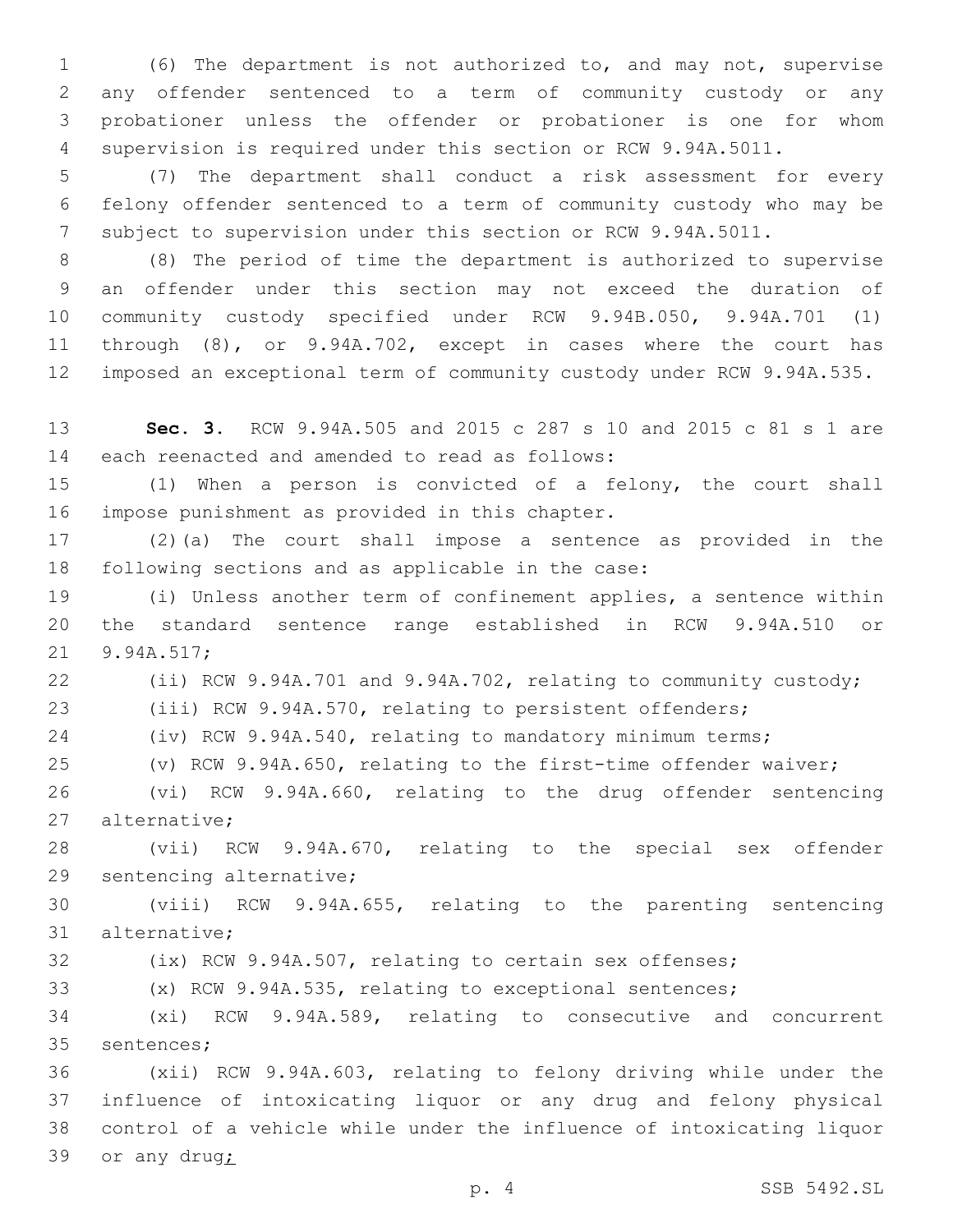(6) The department is not authorized to, and may not, supervise any offender sentenced to a term of community custody or any probationer unless the offender or probationer is one for whom supervision is required under this section or RCW 9.94A.5011.

(7) The department shall conduct a risk assessment for every felony offender sentenced to a term of community custody who may be subject to supervision under this section or RCW 9.94A.5011.

(8) The period of time the department is authorized to supervise an offender under this section may not exceed the duration of community custody specified under RCW 9.94B.050, 9.94A.701 (1) through (8), or 9.94A.702, except in cases where the court has imposed an exceptional term of community custody under RCW 9.94A.535.

**Sec. 3.** RCW 9.94A.505 and 2015 c 287 s 10 and 2015 c 81 s 1 are each reenacted and amended to read as follows:

(1) When a person is convicted of a felony, the court shall impose punishment as provided in this chapter.

(2)(a) The court shall impose a sentence as provided in the following sections and as applicable in the case:

(i) Unless another term of confinement applies, a sentence within the standard sentence range established in RCW 9.94A.510 or 9.94A.517;

(ii) RCW 9.94A.701 and 9.94A.702, relating to community custody;

(iii) RCW 9.94A.570, relating to persistent offenders;

(iv) RCW 9.94A.540, relating to mandatory minimum terms;

(v) RCW 9.94A.650, relating to the first-time offender waiver;

(vi) RCW 9.94A.660, relating to the drug offender sentencing alternative;

(vii) RCW 9.94A.670, relating to the special sex offender sentencing alternative;

(viii) RCW 9.94A.655, relating to the parenting sentencing alternative;

(ix) RCW 9.94A.507, relating to certain sex offenses;

(x) RCW 9.94A.535, relating to exceptional sentences;

(xi) RCW 9.94A.589, relating to consecutive and concurrent sentences;

(xii) RCW 9.94A.603, relating to felony driving while under the influence of intoxicating liquor or any drug and felony physical control of a vehicle while under the influence of intoxicating liquor or any drug;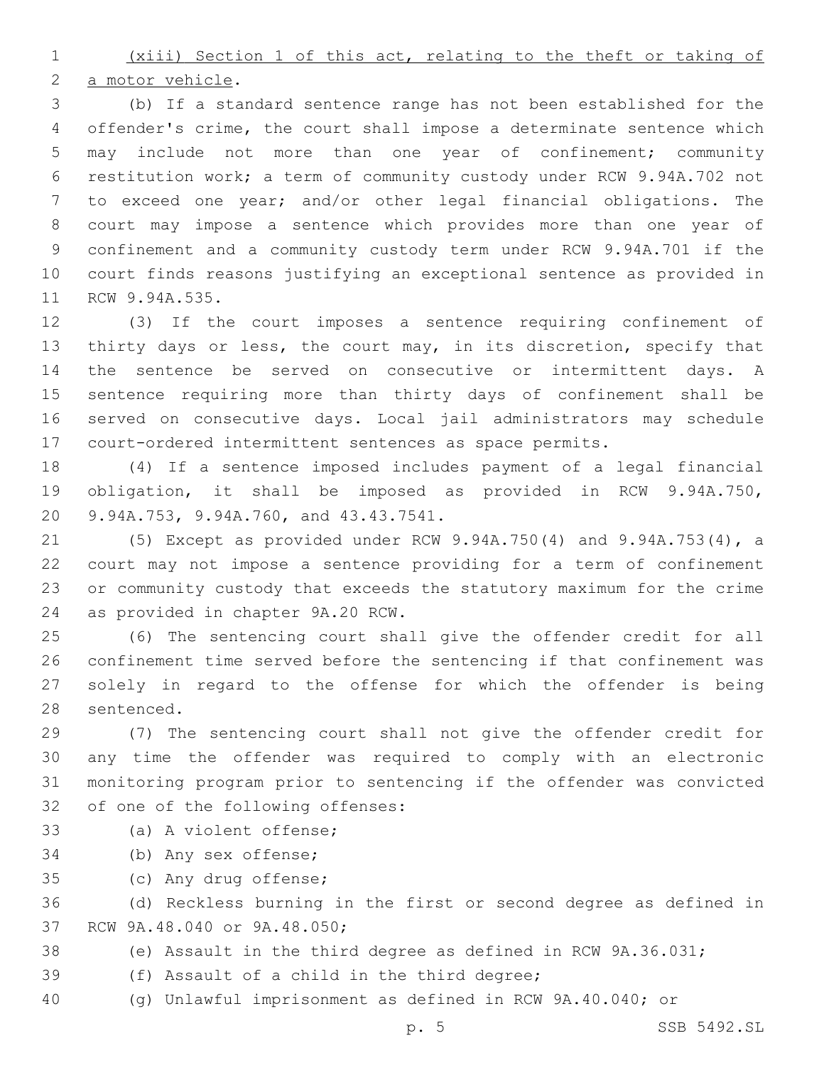(xiii) Section 1 of this act, relating to the theft or taking of a motor vehicle.

(b) If a standard sentence range has not been established for the offender's crime, the court shall impose a determinate sentence which may include not more than one year of confinement; community restitution work; a term of community custody under RCW 9.94A.702 not to exceed one year; and/or other legal financial obligations. The court may impose a sentence which provides more than one year of confinement and a community custody term under RCW 9.94A.701 if the court finds reasons justifying an exceptional sentence as provided in RCW 9.94A.535.

(3) If the court imposes a sentence requiring confinement of thirty days or less, the court may, in its discretion, specify that the sentence be served on consecutive or intermittent days. A sentence requiring more than thirty days of confinement shall be served on consecutive days. Local jail administrators may schedule court-ordered intermittent sentences as space permits.

(4) If a sentence imposed includes payment of a legal financial obligation, it shall be imposed as provided in RCW 9.94A.750, 9.94A.753, 9.94A.760, and 43.43.7541.

(5) Except as provided under RCW 9.94A.750(4) and 9.94A.753(4), a court may not impose a sentence providing for a term of confinement or community custody that exceeds the statutory maximum for the crime as provided in chapter 9A.20 RCW.

(6) The sentencing court shall give the offender credit for all confinement time served before the sentencing if that confinement was solely in regard to the offense for which the offender is being sentenced.

(7) The sentencing court shall not give the offender credit for any time the offender was required to comply with an electronic monitoring program prior to sentencing if the offender was convicted of one of the following offenses:

(a) A violent offense;

(b) Any sex offense;

(c) Any drug offense;

(d) Reckless burning in the first or second degree as defined in RCW 9A.48.040 or 9A.48.050;

(e) Assault in the third degree as defined in RCW 9A.36.031;

(f) Assault of a child in the third degree;

(g) Unlawful imprisonment as defined in RCW 9A.40.040; or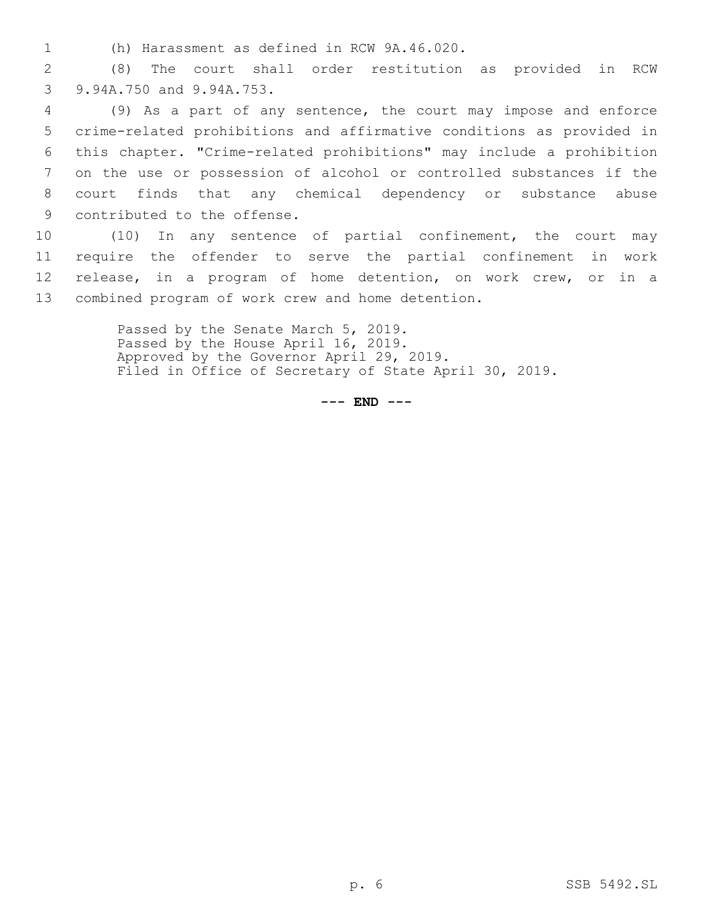(h) Harassment as defined in RCW 9A.46.020.

(8) The court shall order restitution as provided in RCW 9.94A.750 and 9.94A.753.

(9) As a part of any sentence, the court may impose and enforce crime-related prohibitions and affirmative conditions as provided in this chapter. "Crime-related prohibitions" may include a prohibition on the use or possession of alcohol or controlled substances if the court finds that any chemical dependency or substance abuse contributed to the offense.

(10) In any sentence of partial confinement, the court may require the offender to serve the partial confinement in work release, in a program of home detention, on work crew, or in a combined program of work crew and home detention.

Passed by the Senate March 5, 2019.
Passed by the House April 16, 2019.
Approved by the Governor April 29, 2019.
Filed in Office of Secretary of State April 30, 2019.

**--- END ---**